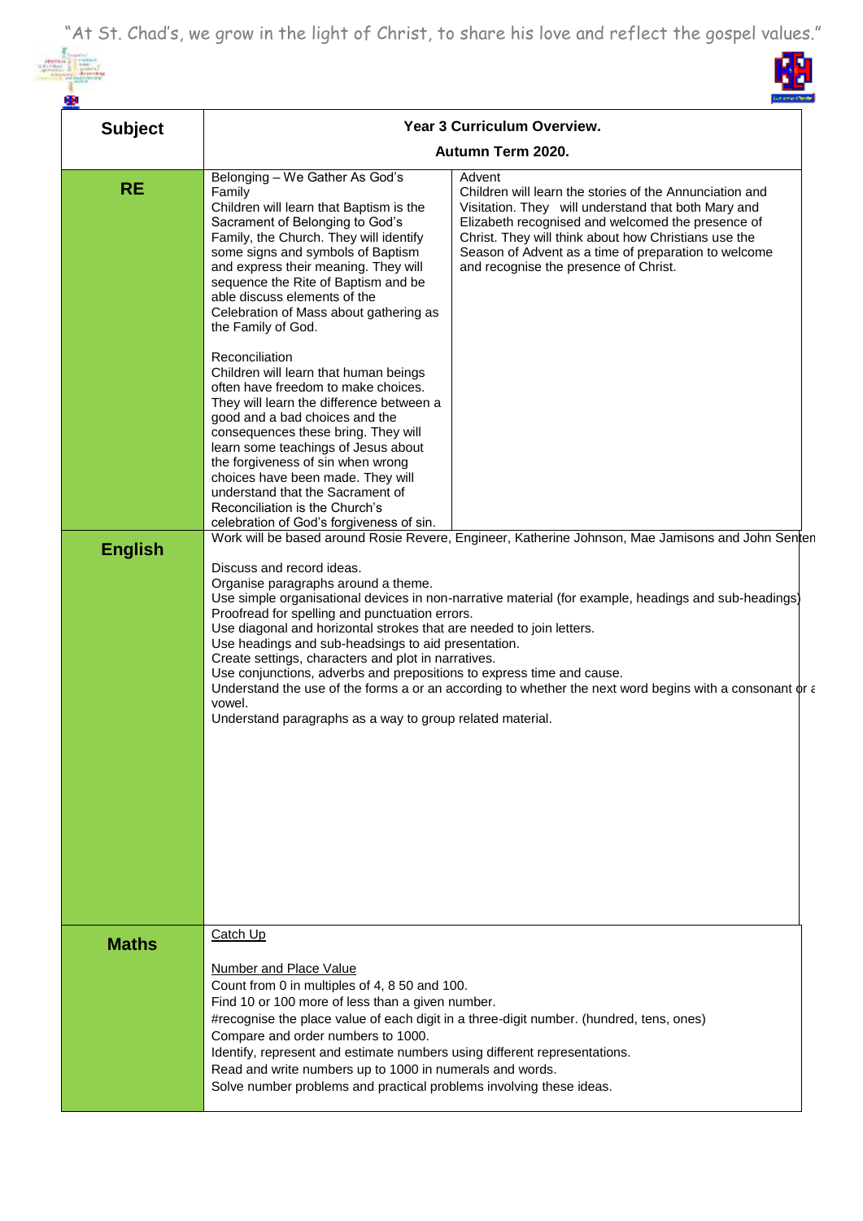"At St. Chad's, we grow in the light of Christ, to share his love and reflect the gospel values."

| Subject | Year 3 Curriculum Overview. Autumn Term 2020. | |
|---|---|---|
| **RE** | Belonging – We Gather As God's Family<br>Children will learn that Baptism is the Sacrament of Belonging to God's Family, the Church. They will identify some signs and symbols of Baptism and express their meaning. They will sequence the Rite of Baptism and be able discuss elements of the Celebration of Mass about gathering as the Family of God.<br><br>Reconciliation<br>Children will learn that human beings often have freedom to make choices. They will learn the difference between a good and a bad choices and the consequences these bring. They will learn some teachings of Jesus about the forgiveness of sin when wrong choices have been made. They will understand that the Sacrament of Reconciliation is the Church's celebration of God's forgiveness of sin. | Advent<br>Children will learn the stories of the Annunciation and Visitation. They will understand that both Mary and Elizabeth recognised and welcomed the presence of Christ. They will think about how Christians use the Season of Advent as a time of preparation to welcome and recognise the presence of Christ. |
| **English** | Work will be based around Rosie Revere, Engineer, Katherine Johnson, Mae Jamisons and John Senten<br><br>Discuss and record ideas.<br>Organise paragraphs around a theme.<br>Use simple organisational devices in non-narrative material (for example, headings and sub-headings)<br>Proofread for spelling and punctuation errors.<br>Use diagonal and horizontal strokes that are needed to join letters.<br>Use headings and sub-headsings to aid presentation.<br>Create settings, characters and plot in narratives.<br>Use conjunctions, adverbs and prepositions to express time and cause.<br>Understand the use of the forms a or an according to whether the next word begins with a consonant or a vowel.<br>Understand paragraphs as a way to group related material. | |
| **Maths** | <u>Catch Up</u><br><br><u>Number and Place Value</u><br>Count from 0 in multiples of 4, 8 50 and 100.<br>Find 10 or 100 more of less than a given number.<br>#recognise the place value of each digit in a three-digit number. (hundred, tens, ones)<br>Compare and order numbers to 1000.<br>Identify, represent and estimate numbers using different representations.<br>Read and write numbers up to 1000 in numerals and words.<br>Solve number problems and practical problems involving these ideas. | |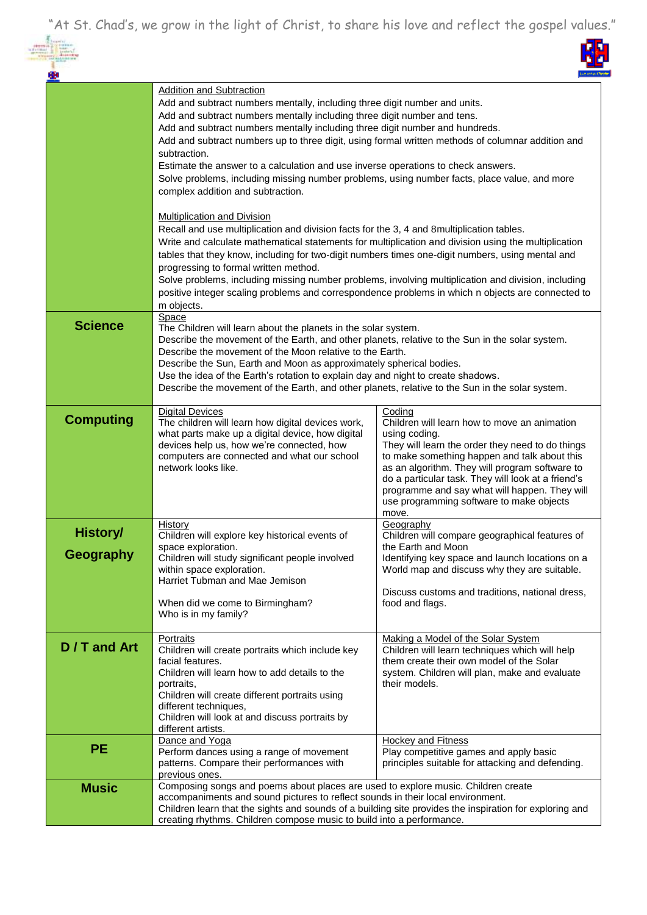"At St. Chad's, we grow in the light of Christ, to share his love and reflect the gospel values."

| | | |
|---|---|---|
| | Addition and Subtraction<br>Add and subtract numbers mentally, including three digit number and units.<br>Add and subtract numbers mentally including three digit number and tens.<br>Add and subtract numbers mentally including three digit number and hundreds.<br>Add and subtract numbers up to three digit, using formal written methods of columnar addition and subtraction.<br>Estimate the answer to a calculation and use inverse operations to check answers.<br>Solve problems, including missing number problems, using number facts, place value, and more complex addition and subtraction.<br><br>Multiplication and Division<br>Recall and use multiplication and division facts for the 3, 4 and 8multiplication tables.<br>Write and calculate mathematical statements for multiplication and division using the multiplication tables that they know, including for two-digit numbers times one-digit numbers, using mental and progressing to formal written method.<br>Solve problems, including missing number problems, involving multiplication and division, including positive integer scaling problems and correspondence problems in which n objects are connected to m objects. | |
| **Science** | Space<br>The Children will learn about the planets in the solar system.<br>Describe the movement of the Earth, and other planets, relative to the Sun in the solar system.<br>Describe the movement of the Moon relative to the Earth.<br>Describe the Sun, Earth and Moon as approximately spherical bodies.<br>Use the idea of the Earth's rotation to explain day and night to create shadows.<br>Describe the movement of the Earth, and other planets, relative to the Sun in the solar system. | |
| **Computing** | Digital Devices<br>The children will learn how digital devices work, what parts make up a digital device, how digital devices help us, how we're connected, how computers are connected and what our school network looks like. | Coding<br>Children will learn how to move an animation using coding.<br>They will learn the order they need to do things to make something happen and talk about this as an algorithm. They will program software to do a particular task. They will look at a friend's programme and say what will happen. They will use programming software to make objects move. |
| **History/ Geography** | History<br>Children will explore key historical events of space exploration.<br>Children will study significant people involved within space exploration.<br>Harriet Tubman and Mae Jemison<br><br>When did we come to Birmingham?<br>Who is in my family? | Geography<br>Children will compare geographical features of the Earth and Moon<br>Identifying key space and launch locations on a World map and discuss why they are suitable.<br><br>Discuss customs and traditions, national dress, food and flags. |
| **D / T and Art** | Portraits<br>Children will create portraits which include key facial features.<br>Children will learn how to add details to the portraits,<br>Children will create different portraits using different techniques,<br>Children will look at and discuss portraits by different artists. | Making a Model of the Solar System<br>Children will learn techniques which will help them create their own model of the Solar system. Children will plan, make and evaluate their models. |
| **PE** | Dance and Yoga<br>Perform dances using a range of movement patterns. Compare their performances with previous ones. | Hockey and Fitness<br>Play competitive games and apply basic principles suitable for attacking and defending. |
| **Music** | Composing songs and poems about places are used to explore music. Children create accompaniments and sound pictures to reflect sounds in their local environment.<br>Children learn that the sights and sounds of a building site provides the inspiration for exploring and creating rhythms. Children compose music to build into a performance. | |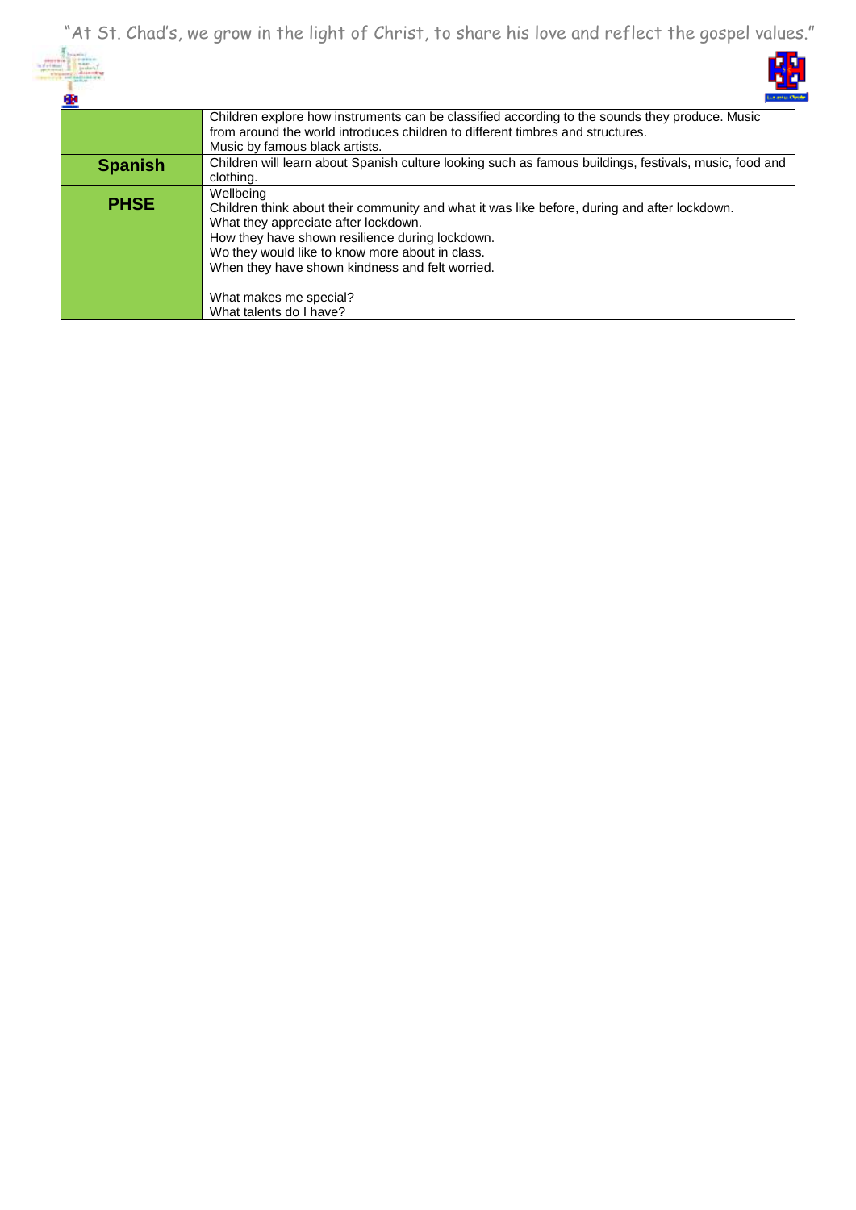"At St. Chad's, we grow in the light of Christ, to share his love and reflect the gospel values."

| | |
|---|---|
| | Children explore how instruments can be classified according to the sounds they produce. Music from around the world introduces children to different timbres and structures.<br>Music by famous black artists. |
| **Spanish** | Children will learn about Spanish culture looking such as famous buildings, festivals, music, food and clothing. |
| **PHSE** | Wellbeing<br>Children think about their community and what it was like before, during and after lockdown.<br>What they appreciate after lockdown.<br>How they have shown resilience during lockdown.<br>Wo they would like to know more about in class.<br>When they have shown kindness and felt worried.<br><br>What makes me special?<br>What talents do I have? |